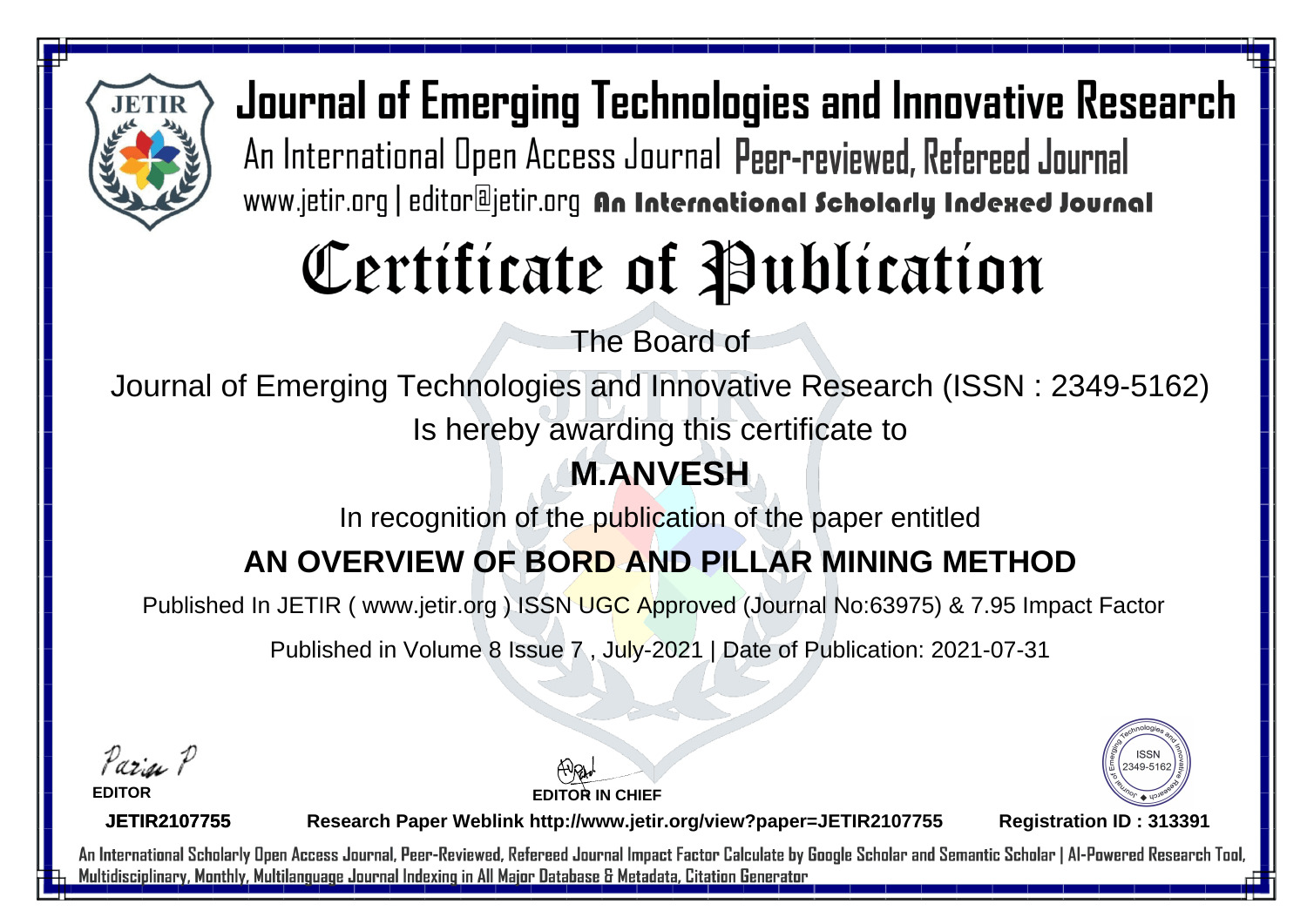# Journal of Emerging Technologies and Innovative Research

An International Open Access Journal Peer-reviewed, Refereed Journal

www.jetir.org | editor@jetir.org An International Scholarly Indexed Journal

# Certificate of Publication

The Board of

Journal of Emerging Technologies and Innovative Research (ISSN : 2349-5162)

Is hereby awarding this certificate to

## M.ANVESH

In recognition of the publication of the paper entitled

## AN OVERVIEW OF BORD AND PILLAR MINING METHOD

Published In JETIR ( www.jetir.org ) ISSN UGC Approved (Journal No:63975) & 7.95 Impact Factor

Published in Volume 8 Issue 7 , July-2021 | Date of Publication: 2021-07-31

**EDITOR**

**EDITOR IN CHIEF**

ISSN 2349-5162

**JETIR2107755** **Research Paper Weblink http://www.jetir.org/view?paper=JETIR2107755** **Registration ID : 313391**

An International Scholarly Open Access Journal, Peer-Reviewed, Refereed Journal Impact Factor Calculate by Google Scholar and Semantic Scholar | AI-Powered Research Tool, Multidisciplinary, Monthly, Multilanguage Journal Indexing in All Major Database & Metadata, Citation Generator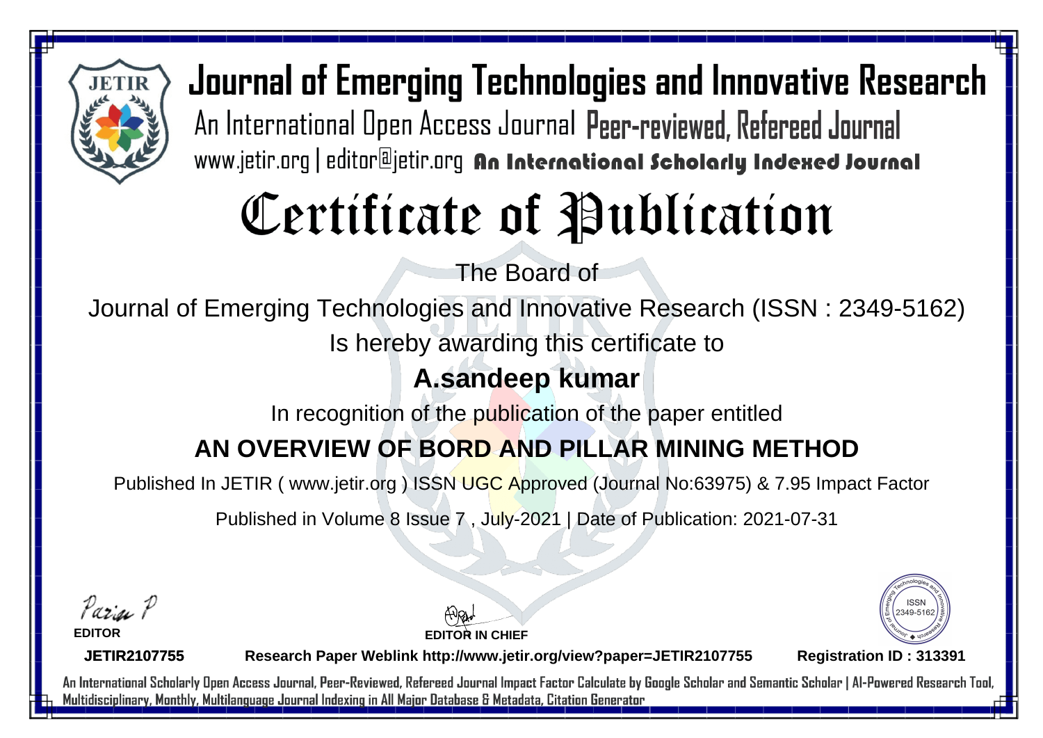# Journal of Emerging Technologies and Innovative Research

An International Open Access Journal Peer-reviewed, Refereed Journal

www.jetir.org | editor@jetir.org An International Scholarly Indexed Journal

# Certificate of Publication

The Board of

Journal of Emerging Technologies and Innovative Research (ISSN : 2349-5162)

Is hereby awarding this certificate to

## A.sandeep kumar

In recognition of the publication of the paper entitled

## AN OVERVIEW OF BORD AND PILLAR MINING METHOD

Published In JETIR ( www.jetir.org ) ISSN UGC Approved (Journal No:63975) & 7.95 Impact Factor

Published in Volume 8 Issue 7 , July-2021 | Date of Publication: 2021-07-31

**EDITOR**

**EDITOR IN CHIEF**

ISSN 2349-5162

**JETIR2107755** **Research Paper Weblink http://www.jetir.org/view?paper=JETIR2107755** **Registration ID : 313391**

An International Scholarly Open Access Journal, Peer-Reviewed, Refereed Journal Impact Factor Calculate by Google Scholar and Semantic Scholar | AI-Powered Research Tool, Multidisciplinary, Monthly, Multilanguage Journal Indexing in All Major Database & Metadata, Citation Generator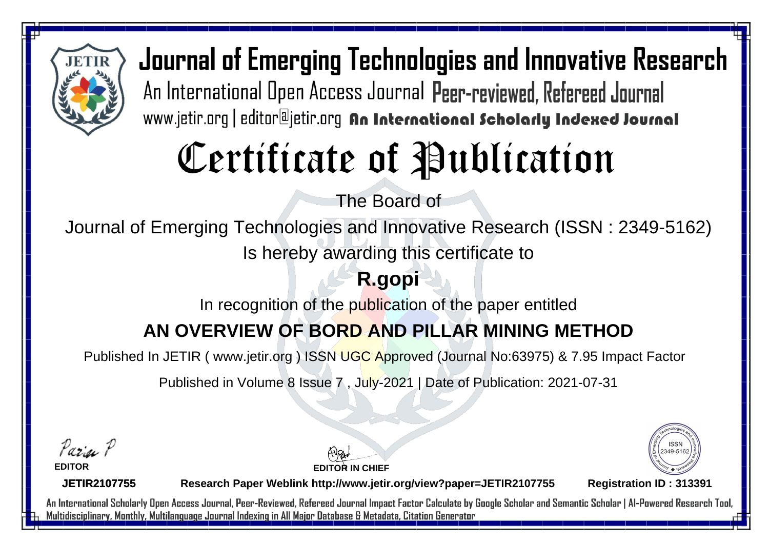# Journal of Emerging Technologies and Innovative Research

An International Open Access Journal Peer-reviewed, Refereed Journal

www.jetir.org | editor@jetir.org An International Scholarly Indexed Journal

# Certificate of Publication

The Board of

Journal of Emerging Technologies and Innovative Research (ISSN : 2349-5162)

Is hereby awarding this certificate to

**R.gopi**

In recognition of the publication of the paper entitled

**AN OVERVIEW OF BORD AND PILLAR MINING METHOD**

Published In JETIR ( www.jetir.org ) ISSN UGC Approved (Journal No:63975) & 7.95 Impact Factor

Published in Volume 8 Issue 7 , July-2021 | Date of Publication: 2021-07-31

**EDITOR**

**EDITOR IN CHIEF**

**JETIR2107755** **Research Paper Weblink http://www.jetir.org/view?paper=JETIR2107755** **Registration ID : 313391**

An International Scholarly Open Access Journal, Peer-Reviewed, Refereed Journal Impact Factor Calculate by Google Scholar and Semantic Scholar | AI-Powered Research Tool, Multidisciplinary, Monthly, Multilanguage Journal Indexing in All Major Database & Metadata, Citation Generator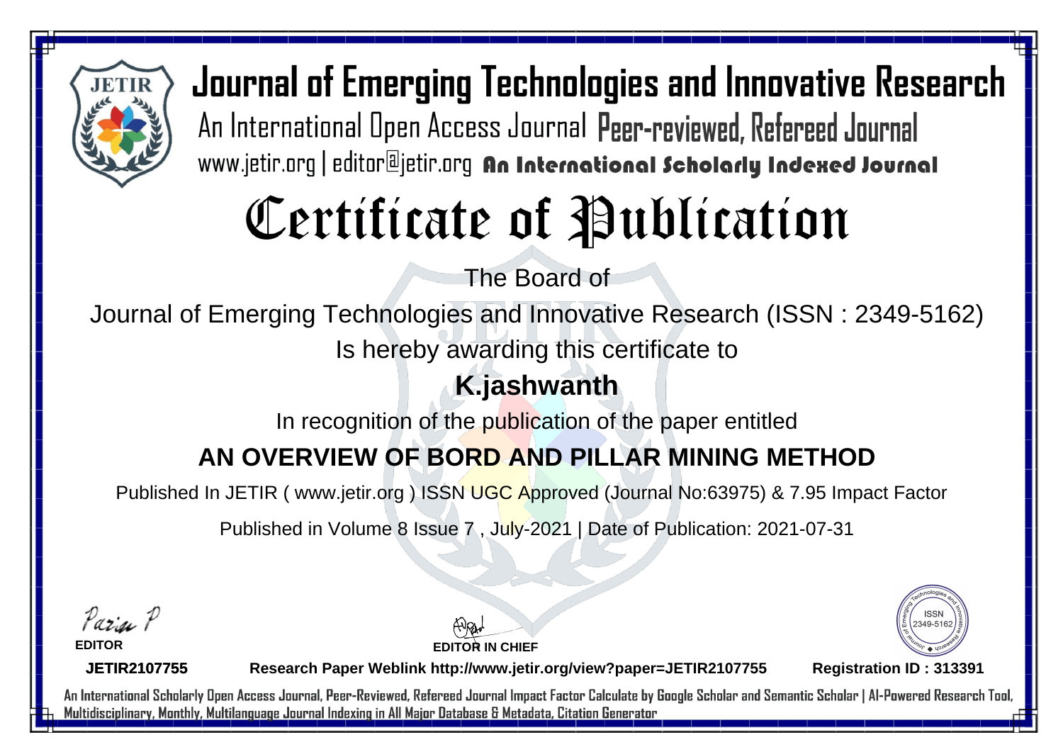# Journal of Emerging Technologies and Innovative Research

An International Open Access Journal Peer-reviewed, Refereed Journal

www.jetir.org | editor@jetir.org An International Scholarly Indexed Journal

# Certificate of Publication

The Board of

Journal of Emerging Technologies and Innovative Research (ISSN : 2349-5162)

Is hereby awarding this certificate to

**K.jashwanth**

In recognition of the publication of the paper entitled

**AN OVERVIEW OF BORD AND PILLAR MINING METHOD**

Published In JETIR ( www.jetir.org ) ISSN UGC Approved (Journal No:63975) & 7.95 Impact Factor

Published in Volume 8 Issue 7 , July-2021 | Date of Publication: 2021-07-31

**EDITOR**

**EDITOR IN CHIEF**

ISSN 2349-5162

**JETIR2107755** **Research Paper Weblink http://www.jetir.org/view?paper=JETIR2107755** **Registration ID : 313391**

An International Scholarly Open Access Journal, Peer-Reviewed, Refereed Journal Impact Factor Calculate by Google Scholar and Semantic Scholar | AI-Powered Research Tool, Multidisciplinary, Monthly, Multilanguage Journal Indexing in All Major Database & Metadata, Citation Generator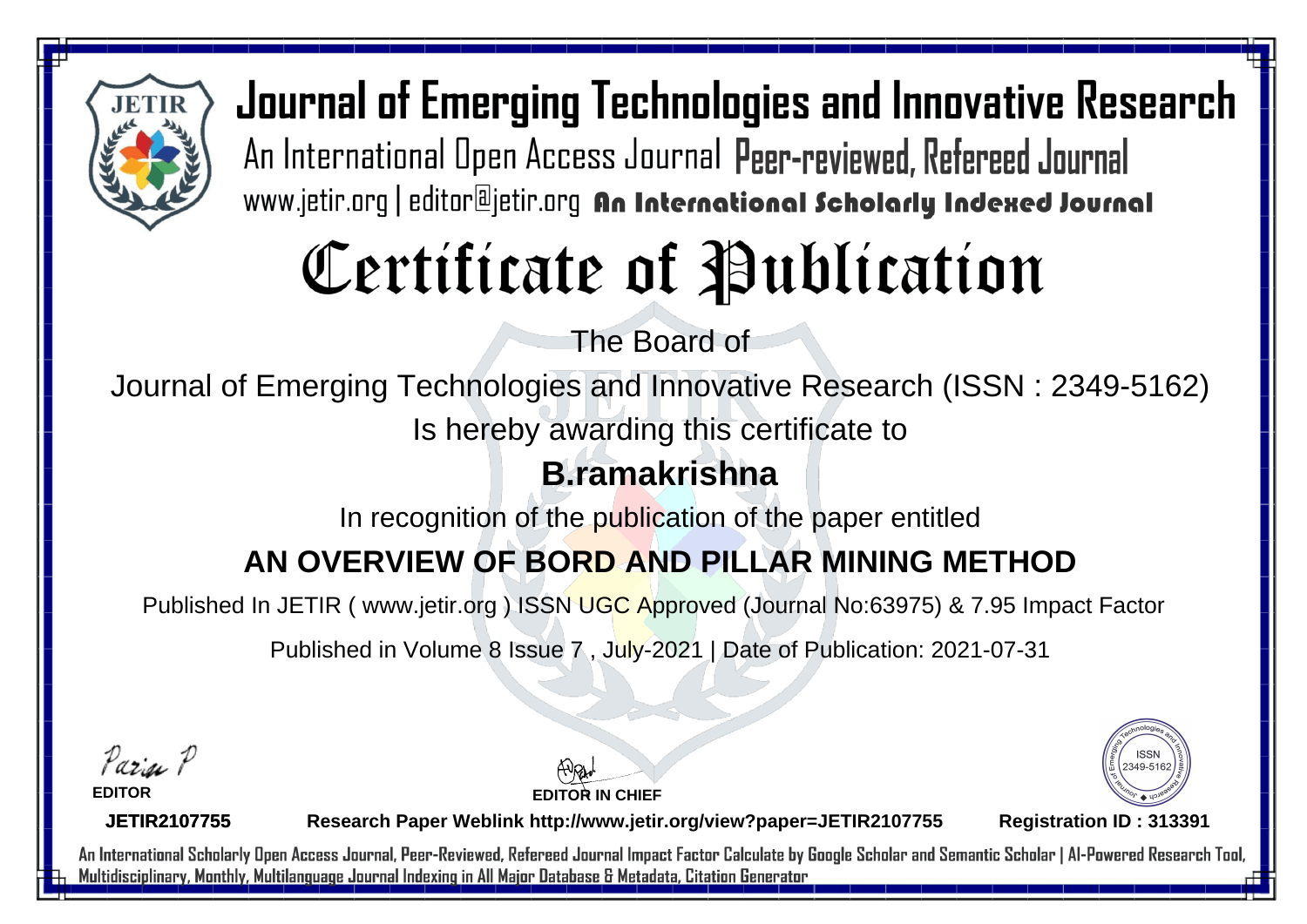# Journal of Emerging Technologies and Innovative Research

An International Open Access Journal Peer-reviewed, Refereed Journal

www.jetir.org | editor@jetir.org **An International Scholarly Indexed Journal**

# Certificate of Publication

The Board of

Journal of Emerging Technologies and Innovative Research (ISSN : 2349-5162)

Is hereby awarding this certificate to

## B.ramakrishna

In recognition of the publication of the paper entitled

## AN OVERVIEW OF BORD AND PILLAR MINING METHOD

Published In JETIR ( www.jetir.org ) ISSN UGC Approved (Journal No:63975) & 7.95 Impact Factor

Published in Volume 8 Issue 7 , July-2021 | Date of Publication: 2021-07-31

**EDITOR**

**EDITOR IN CHIEF**

ISSN 2349-5162

**JETIR2107755** **Research Paper Weblink http://www.jetir.org/view?paper=JETIR2107755** **Registration ID : 313391**

An International Scholarly Open Access Journal, Peer-Reviewed, Refereed Journal Impact Factor Calculate by Google Scholar and Semantic Scholar | AI-Powered Research Tool, Multidisciplinary, Monthly, Multilanguage Journal Indexing in All Major Database & Metadata, Citation Generator